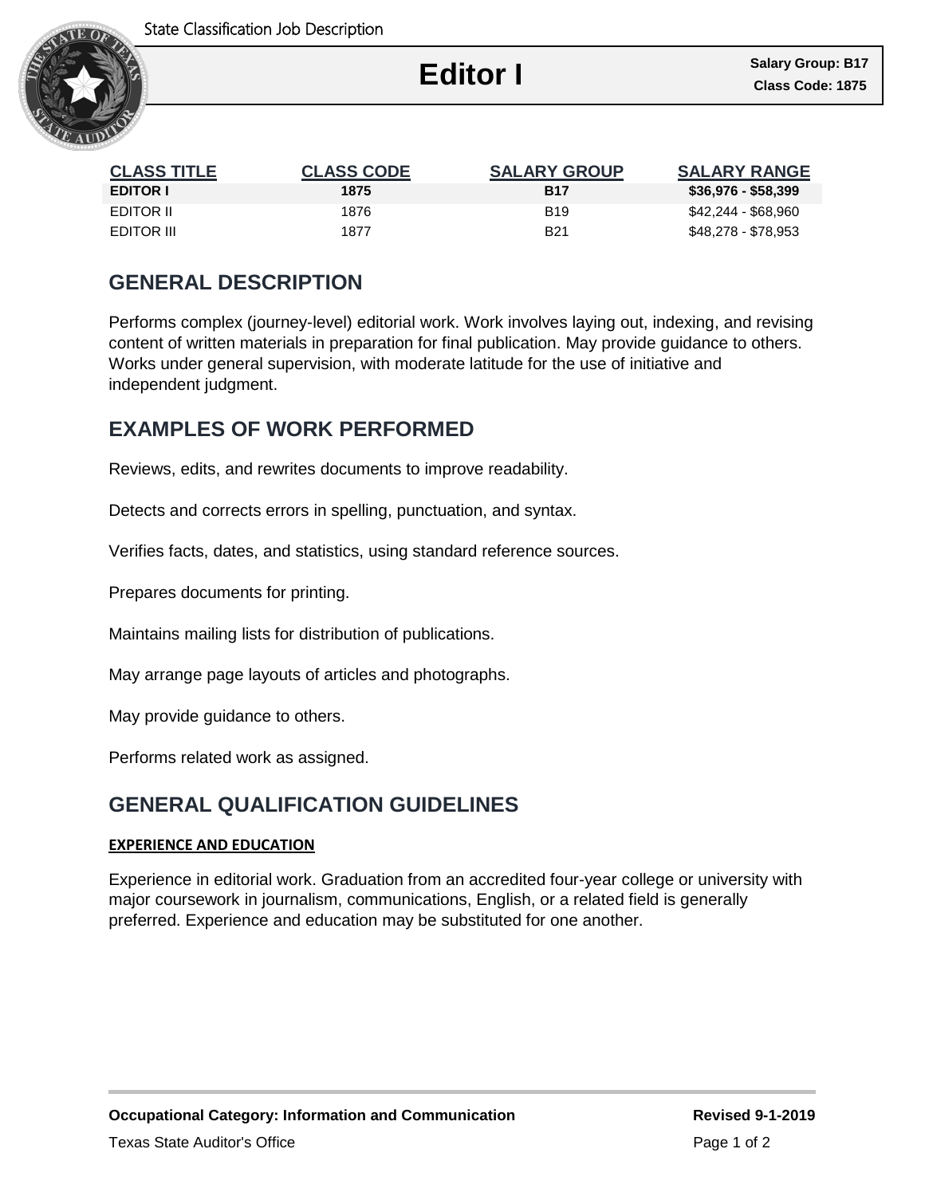# Editor I

**Salary Group: B17**
**Class Code: 1875**

| CLASS TITLE | CLASS CODE | SALARY GROUP | SALARY RANGE |
|---|---|---|---|
| **EDITOR I** | **1875** | **B17** | **$36,976 - $58,399** |
| EDITOR II | 1876 | B19 | $42,244 - $68,960 |
| EDITOR III | 1877 | B21 | $48,278 - $78,953 |

## GENERAL DESCRIPTION

Performs complex (journey-level) editorial work. Work involves laying out, indexing, and revising content of written materials in preparation for final publication. May provide guidance to others. Works under general supervision, with moderate latitude for the use of initiative and independent judgment.

## EXAMPLES OF WORK PERFORMED

Reviews, edits, and rewrites documents to improve readability.

Detects and corrects errors in spelling, punctuation, and syntax.

Verifies facts, dates, and statistics, using standard reference sources.

Prepares documents for printing.

Maintains mailing lists for distribution of publications.

May arrange page layouts of articles and photographs.

May provide guidance to others.

Performs related work as assigned.

## GENERAL QUALIFICATION GUIDELINES

### EXPERIENCE AND EDUCATION

Experience in editorial work. Graduation from an accredited four-year college or university with major coursework in journalism, communications, English, or a related field is generally preferred. Experience and education may be substituted for one another.

**Occupational Category: Information and Communication**

**Revised 9-1-2019**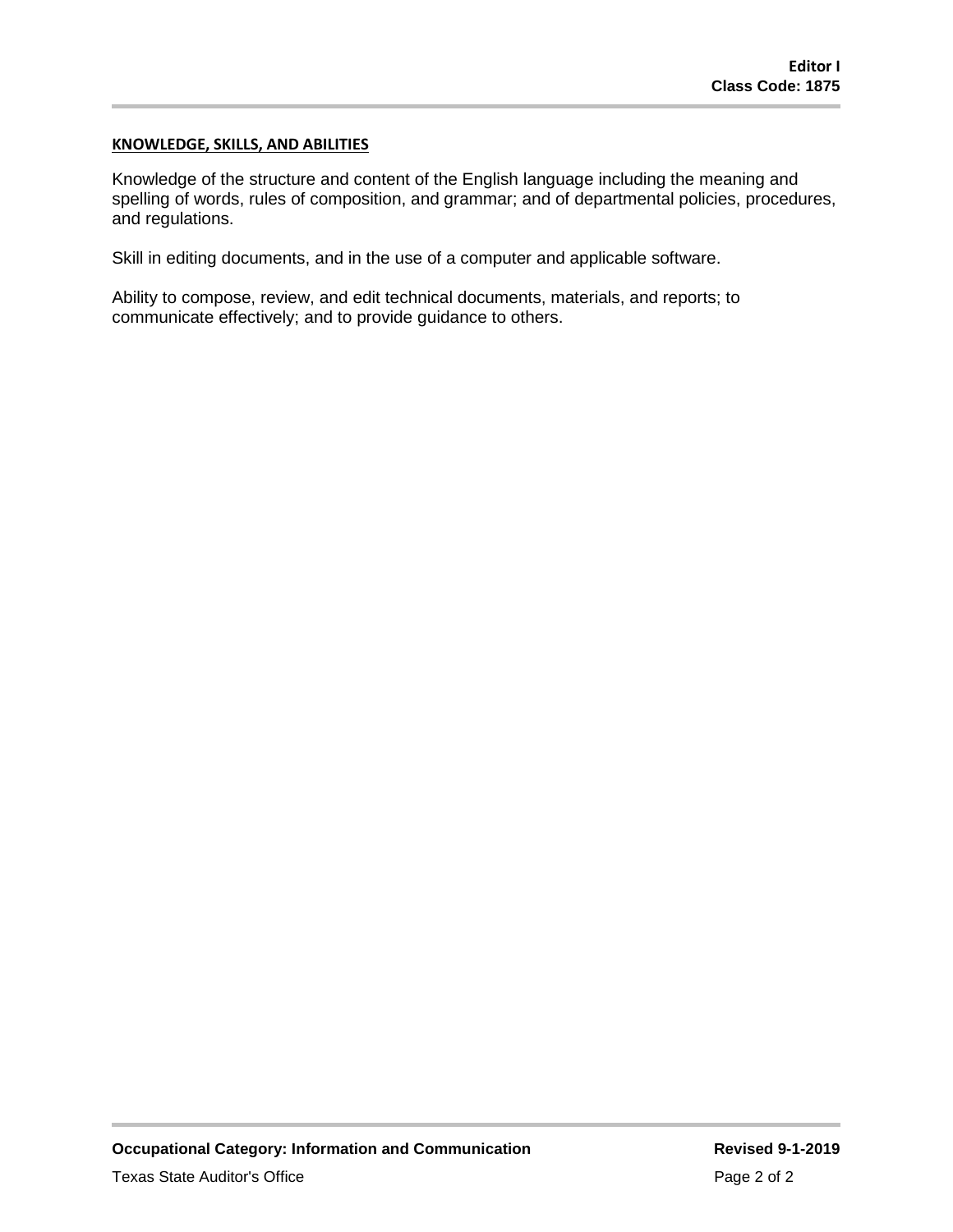## KNOWLEDGE, SKILLS, AND ABILITIES

Knowledge of the structure and content of the English language including the meaning and spelling of words, rules of composition, and grammar; and of departmental policies, procedures, and regulations.

Skill in editing documents, and in the use of a computer and applicable software.

Ability to compose, review, and edit technical documents, materials, and reports; to communicate effectively; and to provide guidance to others.